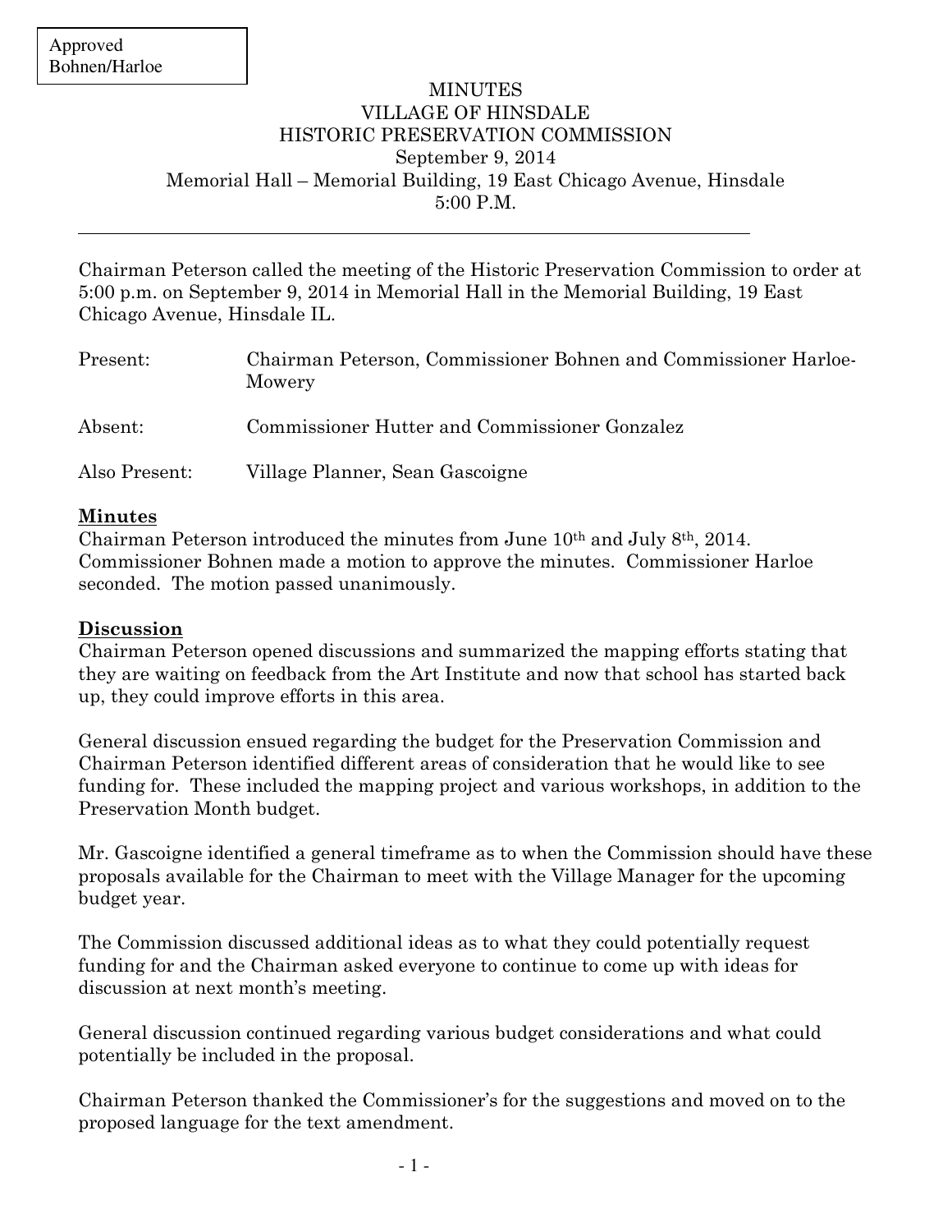Approved
Bohnen/Harloe

# MINUTES
## VILLAGE OF HINSDALE
## HISTORIC PRESERVATION COMMISSION

September 9, 2014
Memorial Hall – Memorial Building, 19 East Chicago Avenue, Hinsdale
5:00 P.M.

---

Chairman Peterson called the meeting of the Historic Preservation Commission to order at 5:00 p.m. on September 9, 2014 in Memorial Hall in the Memorial Building, 19 East Chicago Avenue, Hinsdale IL.

| | |
|---|---|
| Present: | Chairman Peterson, Commissioner Bohnen and Commissioner Harloe-Mowery |
| Absent: | Commissioner Hutter and Commissioner Gonzalez |
| Also Present: | Village Planner, Sean Gascoigne |

**Minutes**

Chairman Peterson introduced the minutes from June 10th and July 8th, 2014. Commissioner Bohnen made a motion to approve the minutes. Commissioner Harloe seconded. The motion passed unanimously.

**Discussion**

Chairman Peterson opened discussions and summarized the mapping efforts stating that they are waiting on feedback from the Art Institute and now that school has started back up, they could improve efforts in this area.

General discussion ensued regarding the budget for the Preservation Commission and Chairman Peterson identified different areas of consideration that he would like to see funding for. These included the mapping project and various workshops, in addition to the Preservation Month budget.

Mr. Gascoigne identified a general timeframe as to when the Commission should have these proposals available for the Chairman to meet with the Village Manager for the upcoming budget year.

The Commission discussed additional ideas as to what they could potentially request funding for and the Chairman asked everyone to continue to come up with ideas for discussion at next month's meeting.

General discussion continued regarding various budget considerations and what could potentially be included in the proposal.

Chairman Peterson thanked the Commissioner's for the suggestions and moved on to the proposed language for the text amendment.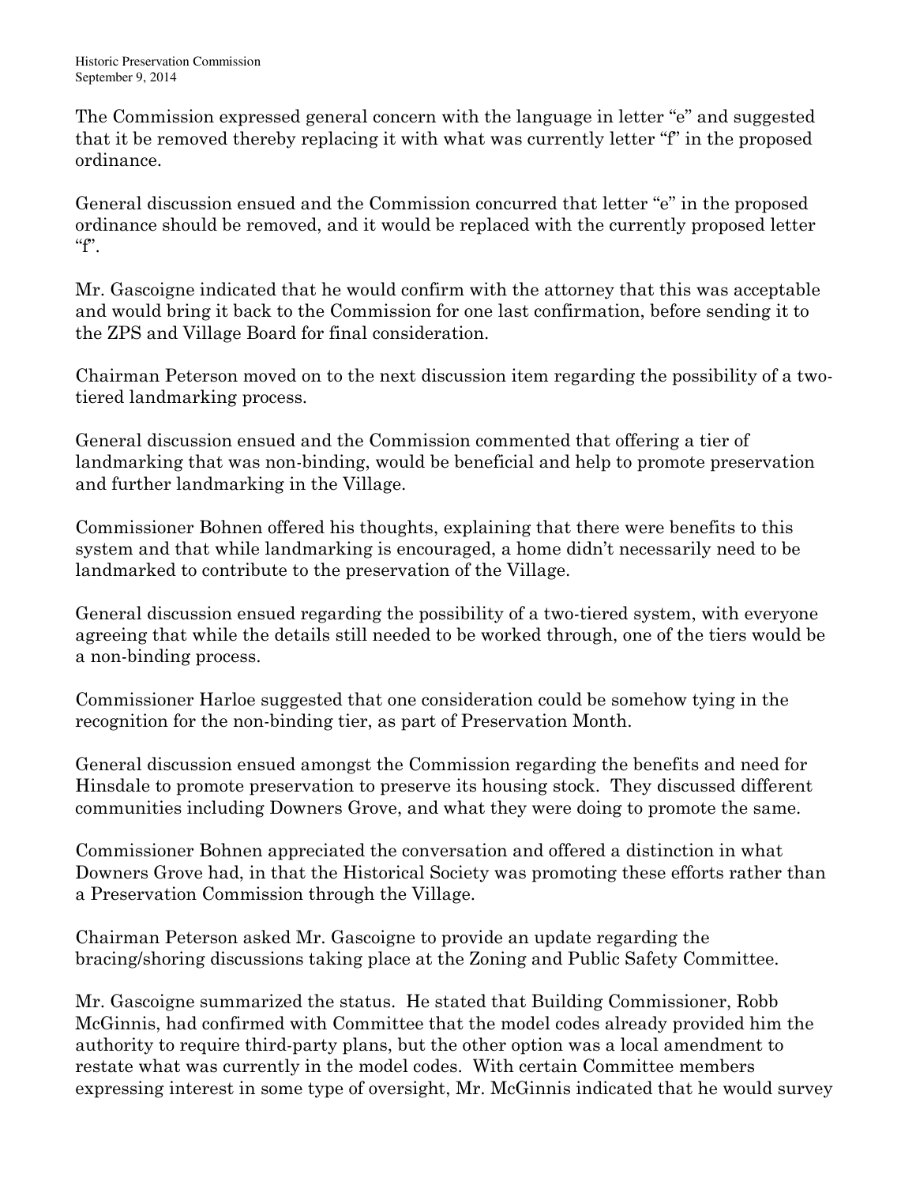The Commission expressed general concern with the language in letter "e" and suggested that it be removed thereby replacing it with what was currently letter "f" in the proposed ordinance.

General discussion ensued and the Commission concurred that letter "e" in the proposed ordinance should be removed, and it would be replaced with the currently proposed letter "f".

Mr. Gascoigne indicated that he would confirm with the attorney that this was acceptable and would bring it back to the Commission for one last confirmation, before sending it to the ZPS and Village Board for final consideration.

Chairman Peterson moved on to the next discussion item regarding the possibility of a two-tiered landmarking process.

General discussion ensued and the Commission commented that offering a tier of landmarking that was non-binding, would be beneficial and help to promote preservation and further landmarking in the Village.

Commissioner Bohnen offered his thoughts, explaining that there were benefits to this system and that while landmarking is encouraged, a home didn't necessarily need to be landmarked to contribute to the preservation of the Village.

General discussion ensued regarding the possibility of a two-tiered system, with everyone agreeing that while the details still needed to be worked through, one of the tiers would be a non-binding process.

Commissioner Harloe suggested that one consideration could be somehow tying in the recognition for the non-binding tier, as part of Preservation Month.

General discussion ensued amongst the Commission regarding the benefits and need for Hinsdale to promote preservation to preserve its housing stock. They discussed different communities including Downers Grove, and what they were doing to promote the same.

Commissioner Bohnen appreciated the conversation and offered a distinction in what Downers Grove had, in that the Historical Society was promoting these efforts rather than a Preservation Commission through the Village.

Chairman Peterson asked Mr. Gascoigne to provide an update regarding the bracing/shoring discussions taking place at the Zoning and Public Safety Committee.

Mr. Gascoigne summarized the status. He stated that Building Commissioner, Robb McGinnis, had confirmed with Committee that the model codes already provided him the authority to require third-party plans, but the other option was a local amendment to restate what was currently in the model codes. With certain Committee members expressing interest in some type of oversight, Mr. McGinnis indicated that he would survey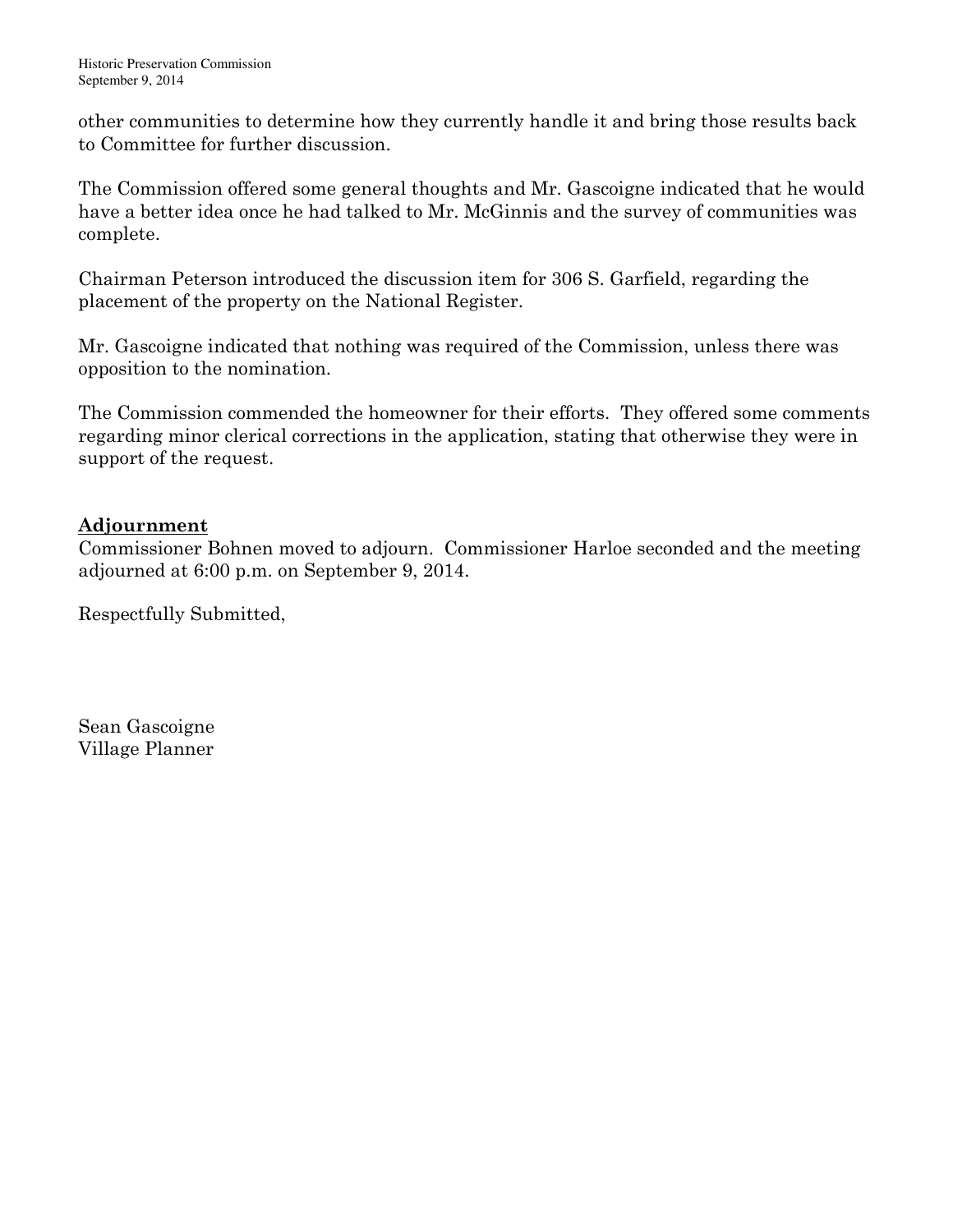other communities to determine how they currently handle it and bring those results back to Committee for further discussion.

The Commission offered some general thoughts and Mr. Gascoigne indicated that he would have a better idea once he had talked to Mr. McGinnis and the survey of communities was complete.

Chairman Peterson introduced the discussion item for 306 S. Garfield, regarding the placement of the property on the National Register.

Mr. Gascoigne indicated that nothing was required of the Commission, unless there was opposition to the nomination.

The Commission commended the homeowner for their efforts. They offered some comments regarding minor clerical corrections in the application, stating that otherwise they were in support of the request.

**Adjournment**

Commissioner Bohnen moved to adjourn. Commissioner Harloe seconded and the meeting adjourned at 6:00 p.m. on September 9, 2014.

Respectfully Submitted,

Sean Gascoigne
Village Planner